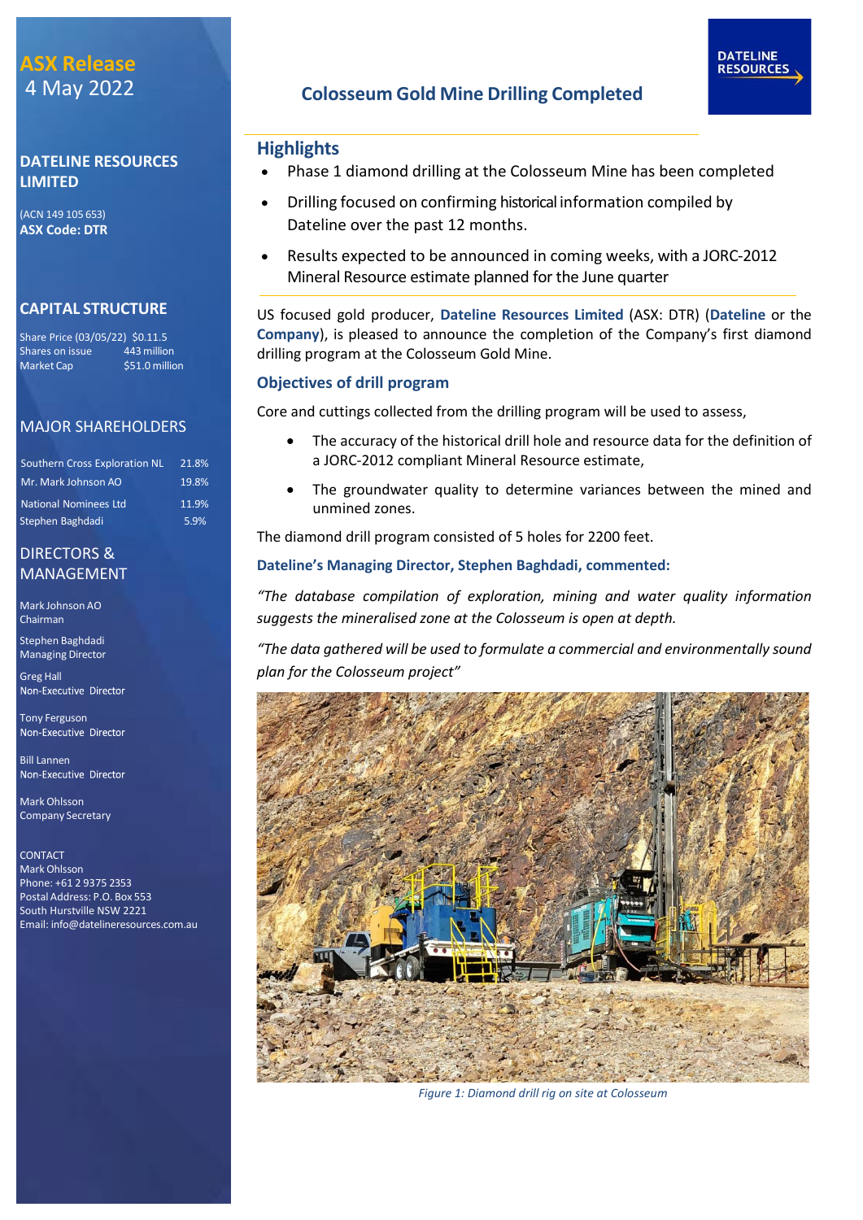# ASX Release
4 May 2022

## DATELINE RESOURCES LIMITED

(ACN 149 105 653)
**ASX Code: DTR**

## CAPITAL STRUCTURE

| | |
|---|---|
| Share Price (03/05/22) | $0.11.5 |
| Shares on issue | 443 million |
| Market Cap | $51.0 million |

## MAJOR SHAREHOLDERS

| | |
|---|---|
| Southern Cross Exploration NL | 21.8% |
| Mr. Mark Johnson AO | 19.8% |
| National Nominees Ltd | 11.9% |
| Stephen Baghdadi | 5.9% |

## DIRECTORS & MANAGEMENT

Mark Johnson AO
Chairman

Stephen Baghdadi
Managing Director

Greg Hall
Non-Executive Director

Tony Ferguson
Non-Executive Director

Bill Lannen
Non-Executive Director

Mark Ohlsson
Company Secretary

CONTACT
Mark Ohlsson
Phone: +61 2 9375 2353
Postal Address: P.O. Box 553
South Hurstville NSW 2221
Email: info@datelineresources.com.au

# Colosseum Gold Mine Drilling Completed

## Highlights

- Phase 1 diamond drilling at the Colosseum Mine has been completed
- Drilling focused on confirming historical information compiled by Dateline over the past 12 months.
- Results expected to be announced in coming weeks, with a JORC-2012 Mineral Resource estimate planned for the June quarter

US focused gold producer, **Dateline Resources Limited** (ASX: DTR) (**Dateline** or the **Company**), is pleased to announce the completion of the Company's first diamond drilling program at the Colosseum Gold Mine.

### Objectives of drill program

Core and cuttings collected from the drilling program will be used to assess,

- The accuracy of the historical drill hole and resource data for the definition of a JORC-2012 compliant Mineral Resource estimate,
- The groundwater quality to determine variances between the mined and unmined zones.

The diamond drill program consisted of 5 holes for 2200 feet.

### Dateline's Managing Director, Stephen Baghdadi, commented:

*"The database compilation of exploration, mining and water quality information suggests the mineralised zone at the Colosseum is open at depth.*

*"The data gathered will be used to formulate a commercial and environmentally sound plan for the Colosseum project"*

*Figure 1: Diamond drill rig on site at Colosseum*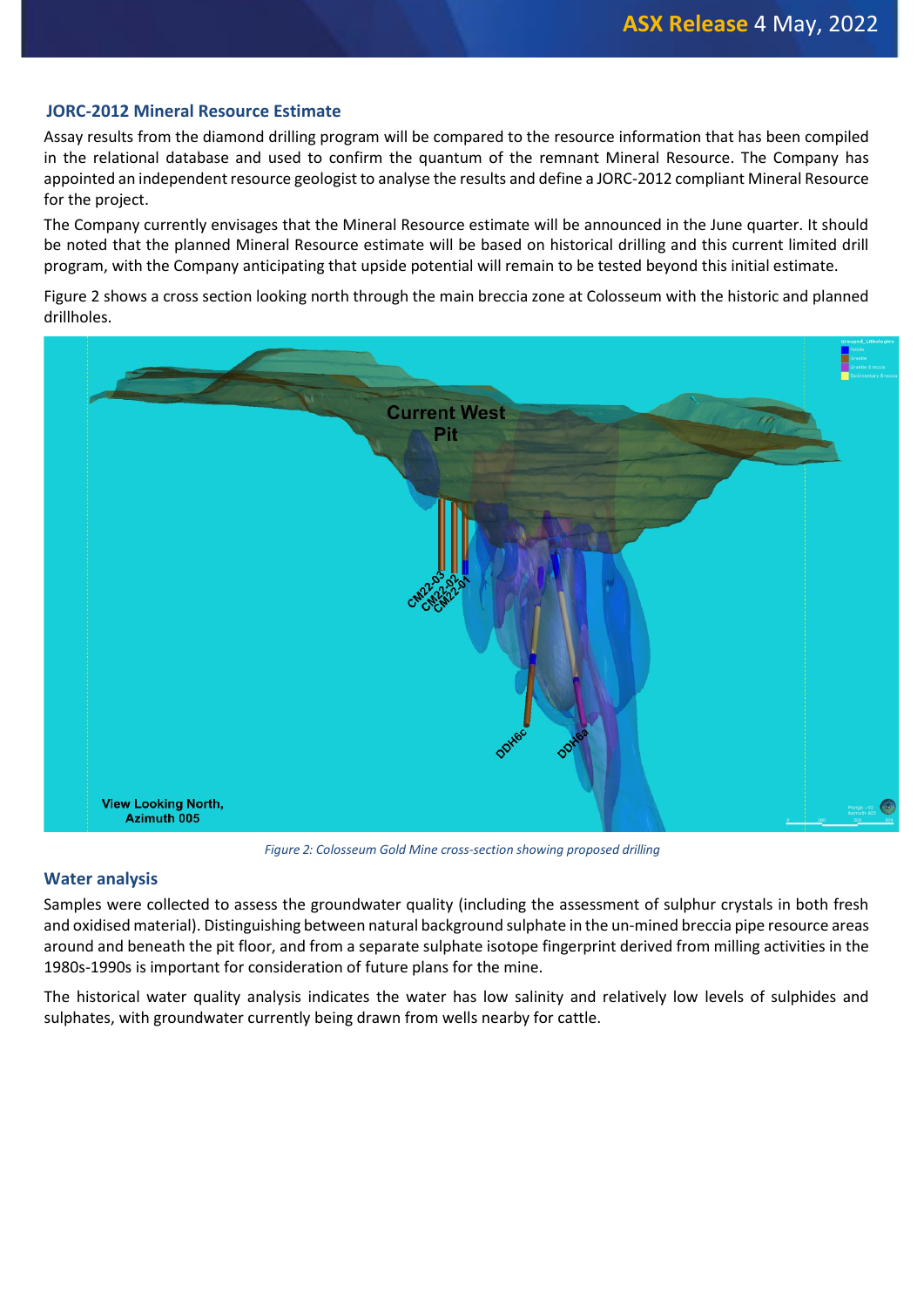## JORC-2012 Mineral Resource Estimate

Assay results from the diamond drilling program will be compared to the resource information that has been compiled in the relational database and used to confirm the quantum of the remnant Mineral Resource. The Company has appointed an independent resource geologist to analyse the results and define a JORC-2012 compliant Mineral Resource for the project.

The Company currently envisages that the Mineral Resource estimate will be announced in the June quarter. It should be noted that the planned Mineral Resource estimate will be based on historical drilling and this current limited drill program, with the Company anticipating that upside potential will remain to be tested beyond this initial estimate.

Figure 2 shows a cross section looking north through the main breccia zone at Colosseum with the historic and planned drillholes.

*Figure 2: Colosseum Gold Mine cross-section showing proposed drilling*

## Water analysis

Samples were collected to assess the groundwater quality (including the assessment of sulphur crystals in both fresh and oxidised material). Distinguishing between natural background sulphate in the un-mined breccia pipe resource areas around and beneath the pit floor, and from a separate sulphate isotope fingerprint derived from milling activities in the 1980s-1990s is important for consideration of future plans for the mine.

The historical water quality analysis indicates the water has low salinity and relatively low levels of sulphides and sulphates, with groundwater currently being drawn from wells nearby for cattle.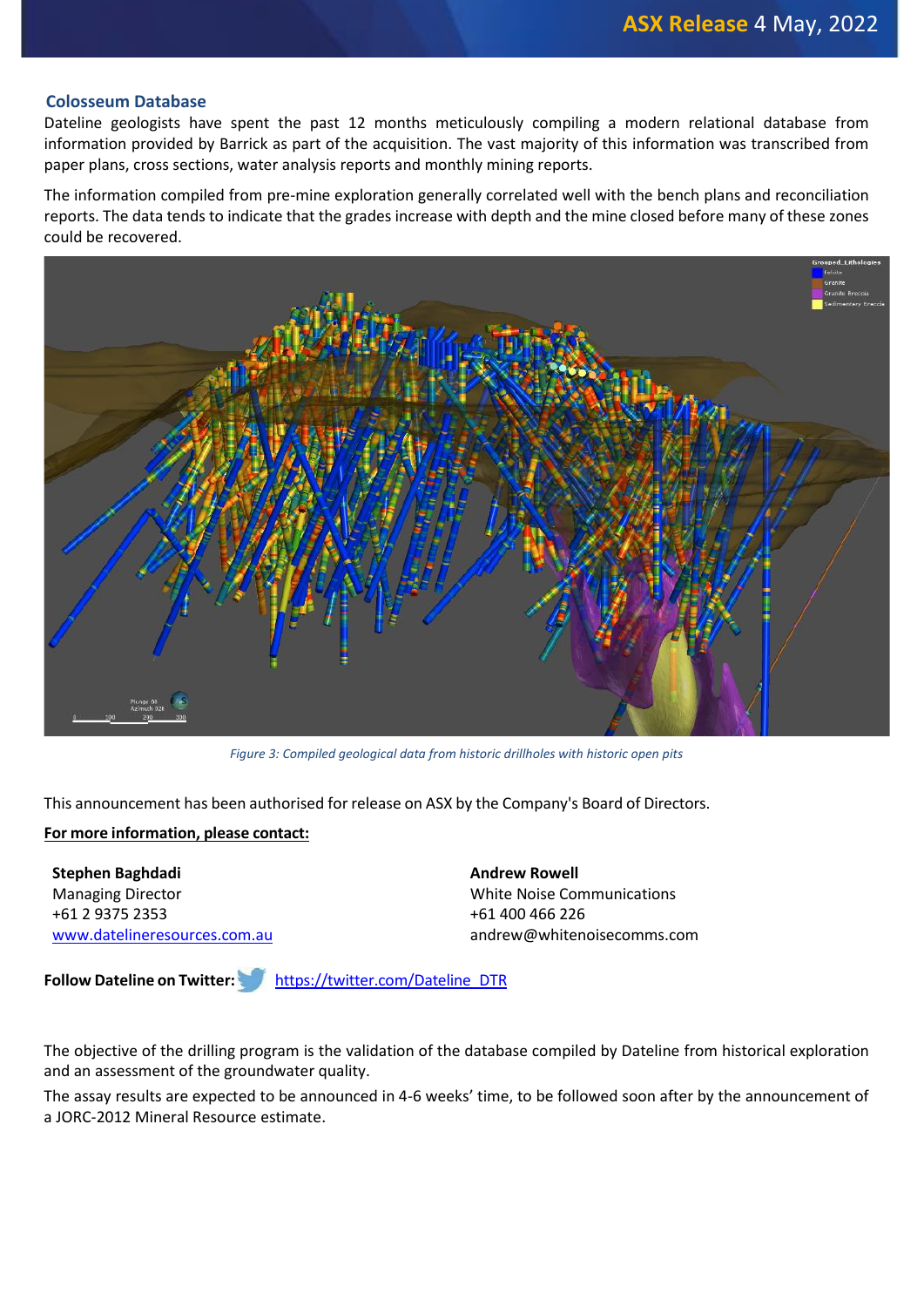## Colosseum Database

Dateline geologists have spent the past 12 months meticulously compiling a modern relational database from information provided by Barrick as part of the acquisition. The vast majority of this information was transcribed from paper plans, cross sections, water analysis reports and monthly mining reports.

The information compiled from pre-mine exploration generally correlated well with the bench plans and reconciliation reports. The data tends to indicate that the grades increase with depth and the mine closed before many of these zones could be recovered.

*Figure 3: Compiled geological data from historic drillholes with historic open pits*

This announcement has been authorised for release on ASX by the Company's Board of Directors.

**For more information, please contact:**

**Stephen Baghdadi**
Managing Director
+61 2 9375 2353
www.datelineresources.com.au

**Andrew Rowell**
White Noise Communications
+61 400 466 226
andrew@whitenoisecomms.com

**Follow Dateline on Twitter:** https://twitter.com/Dateline_DTR

The objective of the drilling program is the validation of the database compiled by Dateline from historical exploration and an assessment of the groundwater quality.

The assay results are expected to be announced in 4-6 weeks' time, to be followed soon after by the announcement of a JORC-2012 Mineral Resource estimate.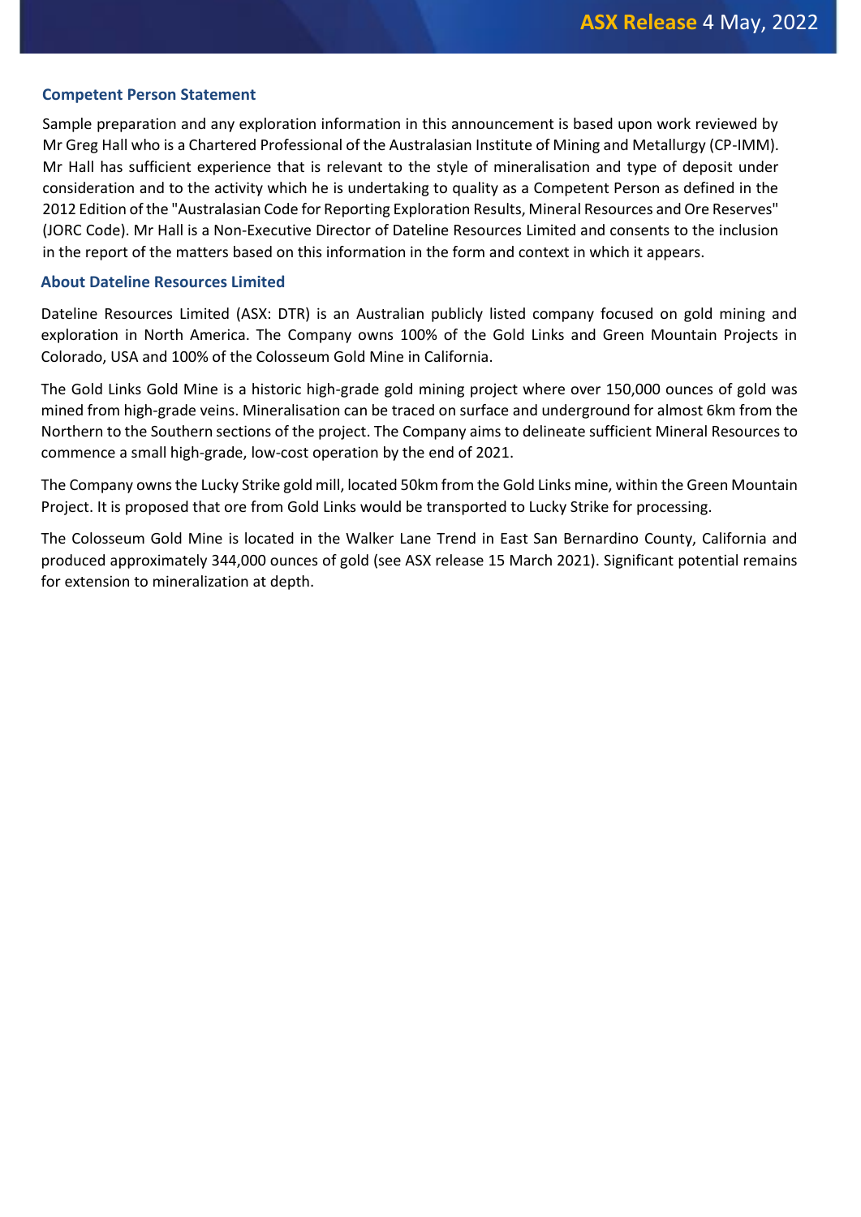## Competent Person Statement

Sample preparation and any exploration information in this announcement is based upon work reviewed by Mr Greg Hall who is a Chartered Professional of the Australasian Institute of Mining and Metallurgy (CP-IMM). Mr Hall has sufficient experience that is relevant to the style of mineralisation and type of deposit under consideration and to the activity which he is undertaking to quality as a Competent Person as defined in the 2012 Edition of the "Australasian Code for Reporting Exploration Results, Mineral Resources and Ore Reserves" (JORC Code). Mr Hall is a Non-Executive Director of Dateline Resources Limited and consents to the inclusion in the report of the matters based on this information in the form and context in which it appears.

## About Dateline Resources Limited

Dateline Resources Limited (ASX: DTR) is an Australian publicly listed company focused on gold mining and exploration in North America. The Company owns 100% of the Gold Links and Green Mountain Projects in Colorado, USA and 100% of the Colosseum Gold Mine in California.

The Gold Links Gold Mine is a historic high-grade gold mining project where over 150,000 ounces of gold was mined from high-grade veins. Mineralisation can be traced on surface and underground for almost 6km from the Northern to the Southern sections of the project. The Company aims to delineate sufficient Mineral Resources to commence a small high-grade, low-cost operation by the end of 2021.

The Company owns the Lucky Strike gold mill, located 50km from the Gold Links mine, within the Green Mountain Project. It is proposed that ore from Gold Links would be transported to Lucky Strike for processing.

The Colosseum Gold Mine is located in the Walker Lane Trend in East San Bernardino County, California and produced approximately 344,000 ounces of gold (see ASX release 15 March 2021). Significant potential remains for extension to mineralization at depth.